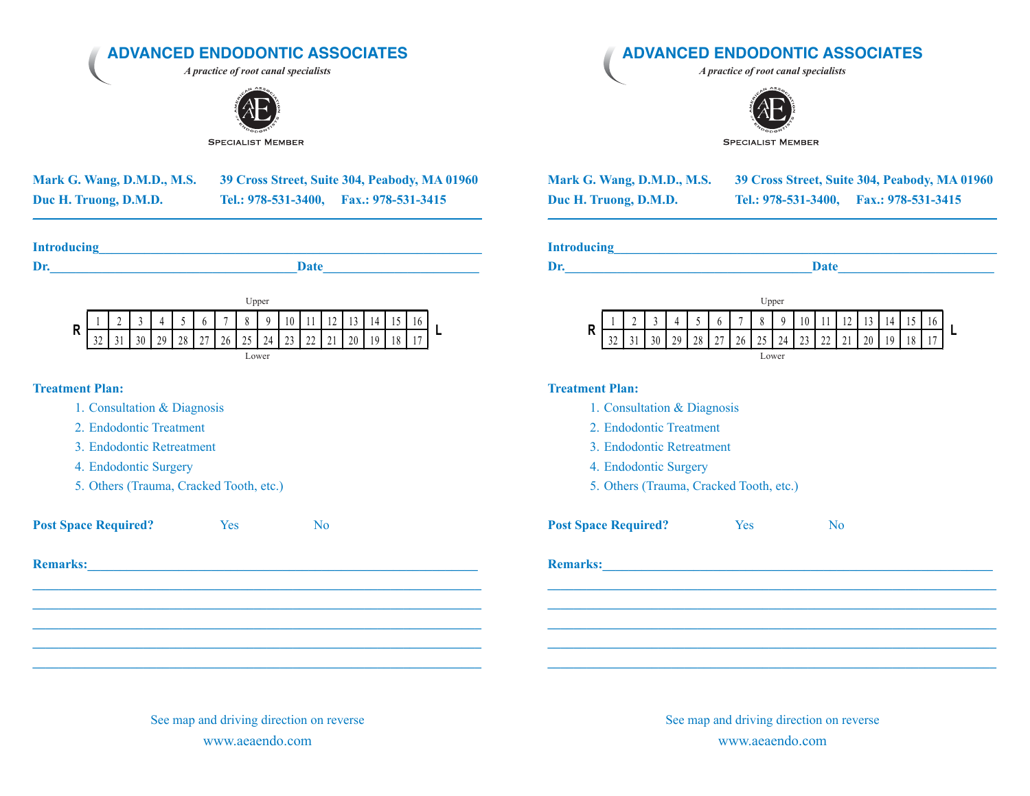# ADVANCED ENDODONTIC ASSOCIATES

*A practice of root canal specialists*

SPECIALIST MEMBER

**Mark G. Wang, D.M.D., M.S.** **39 Cross Street, Suite 304, Peabody, MA 01960**
**Duc H. Truong, D.M.D.** **Tel.: 978-531-3400, Fax.: 978-531-3415**

---

**Introducing**______________________________________________________________

**Dr.**_____________________________________**Date**________________________

Upper

| R | 1 | 2 | 3 | 4 | 5 | 6 | 7 | 8 | 9 | 10 | 11 | 12 | 13 | 14 | 15 | 16 | L |
|---|---|---|---|---|---|---|---|---|---|---|---|---|---|---|---|---|---|
| | 32 | 31 | 30 | 29 | 28 | 27 | 26 | 25 | 24 | 23 | 22 | 21 | 20 | 19 | 18 | 17 | |

Lower

**Treatment Plan:**

1. Consultation & Diagnosis
2. Endodontic Treatment
3. Endodontic Retreatment
4. Endodontic Surgery
5. Others (Trauma, Cracked Tooth, etc.)

**Post Space Required?** Yes No

**Remarks:**____________________________________________________________

_______________________________________________________________________

_______________________________________________________________________

_______________________________________________________________________

_______________________________________________________________________

_______________________________________________________________________

See map and driving direction on reverse

www.aeaendo.com

# ADVANCED ENDODONTIC ASSOCIATES

*A practice of root canal specialists*

SPECIALIST MEMBER

**Mark G. Wang, D.M.D., M.S.** **39 Cross Street, Suite 304, Peabody, MA 01960**
**Duc H. Truong, D.M.D.** **Tel.: 978-531-3400, Fax.: 978-531-3415**

---

**Introducing**______________________________________________________________

**Dr.**_____________________________________**Date**________________________

Upper

| R | 1 | 2 | 3 | 4 | 5 | 6 | 7 | 8 | 9 | 10 | 11 | 12 | 13 | 14 | 15 | 16 | L |
|---|---|---|---|---|---|---|---|---|---|---|---|---|---|---|---|---|---|
| | 32 | 31 | 30 | 29 | 28 | 27 | 26 | 25 | 24 | 23 | 22 | 21 | 20 | 19 | 18 | 17 | |

Lower

**Treatment Plan:**

1. Consultation & Diagnosis
2. Endodontic Treatment
3. Endodontic Retreatment
4. Endodontic Surgery
5. Others (Trauma, Cracked Tooth, etc.)

**Post Space Required?** Yes No

**Remarks:**____________________________________________________________

_______________________________________________________________________

_______________________________________________________________________

_______________________________________________________________________

_______________________________________________________________________

_______________________________________________________________________

See map and driving direction on reverse

www.aeaendo.com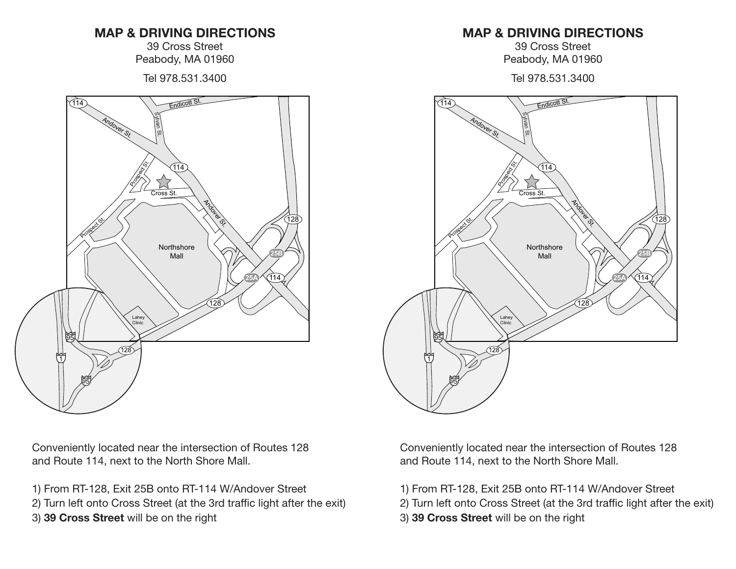## MAP & DRIVING DIRECTIONS

39 Cross Street
Peabody, MA 01960

Tel 978.531.3400

114
Endicott St.
Andover St.
Sylvan St.
114
Prospect St.
Cross St.
Andover St.
128
Prospect St.
Northshore Mall
25B
25A
114
128
Lahey Clinic
95
1
128
95

Conveniently located near the intersection of Routes 128 and Route 114, next to the North Shore Mall.

1) From RT-128, Exit 25B onto RT-114 W/Andover Street
2) Turn left onto Cross Street (at the 3rd traffic light after the exit)
3) **39 Cross Street** will be on the right

## MAP & DRIVING DIRECTIONS

39 Cross Street
Peabody, MA 01960

Tel 978.531.3400

114
Endicott St.
Andover St.
Sylvan St.
114
Prospect St.
Cross St.
Andover St.
128
Prospect St.
Northshore Mall
25B
25A
114
128
Lahey Clinic
95
1
128
95

Conveniently located near the intersection of Routes 128 and Route 114, next to the North Shore Mall.

1) From RT-128, Exit 25B onto RT-114 W/Andover Street
2) Turn left onto Cross Street (at the 3rd traffic light after the exit)
3) **39 Cross Street** will be on the right